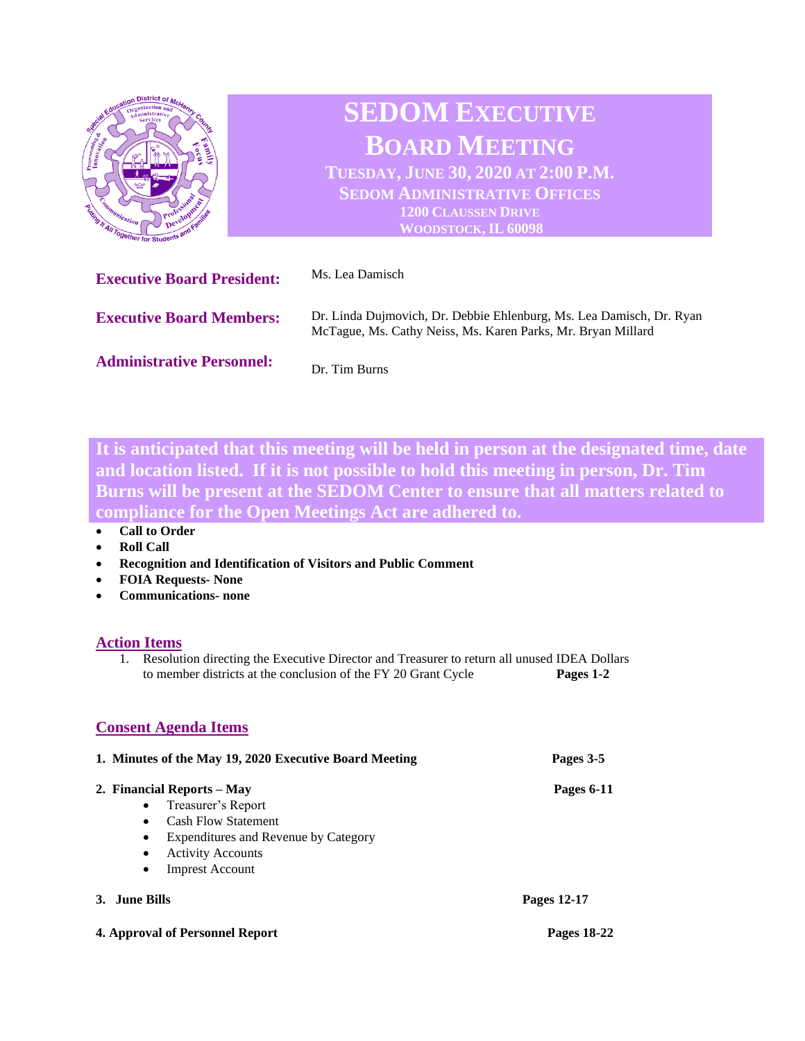# SEDOM EXECUTIVE BOARD MEETING

**TUESDAY, JUNE 30, 2020 AT 2:00 P.M.**
**SEDOM ADMINISTRATIVE OFFICES**
**1200 CLAUSSEN DRIVE**
**WOODSTOCK, IL 60098**

**Executive Board President:** Ms. Lea Damisch

**Executive Board Members:** Dr. Linda Dujmovich, Dr. Debbie Ehlenburg, Ms. Lea Damisch, Dr. Ryan McTague, Ms. Cathy Neiss, Ms. Karen Parks, Mr. Bryan Millard

**Administrative Personnel:** Dr. Tim Burns

**It is anticipated that this meeting will be held in person at the designated time, date and location listed. If it is not possible to hold this meeting in person, Dr. Tim Burns will be present at the SEDOM Center to ensure that all matters related to compliance for the Open Meetings Act are adhered to.**

- **Call to Order**
- **Roll Call**
- **Recognition and Identification of Visitors and Public Comment**
- **FOIA Requests- None**
- **Communications- none**

## Action Items

1. Resolution directing the Executive Director and Treasurer to return all unused IDEA Dollars to member districts at the conclusion of the FY 20 Grant Cycle **Pages 1-2**

## Consent Agenda Items

**1. Minutes of the May 19, 2020 Executive Board Meeting** **Pages 3-5**

**2. Financial Reports – May** **Pages 6-11**
- Treasurer's Report
- Cash Flow Statement
- Expenditures and Revenue by Category
- Activity Accounts
- Imprest Account

**3. June Bills** **Pages 12-17**

**4. Approval of Personnel Report** **Pages 18-22**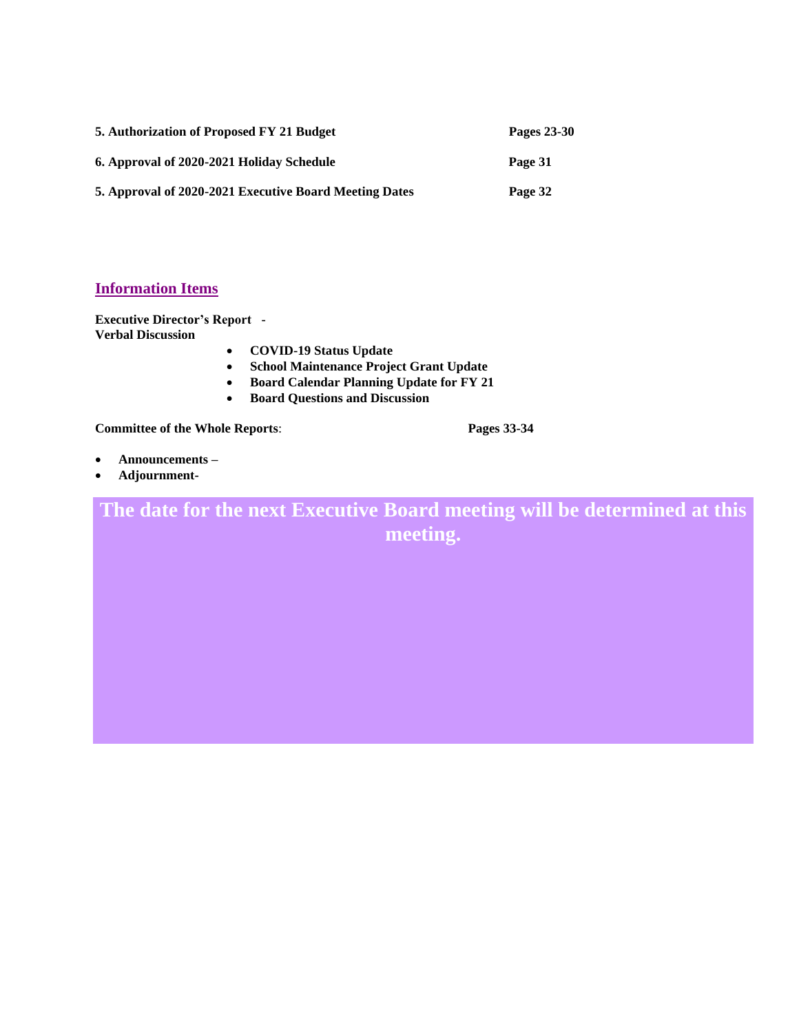**5. Authorization of Proposed FY 21 Budget** **Pages 23-30**

**6. Approval of 2020-2021 Holiday Schedule** **Page 31**

**5. Approval of 2020-2021 Executive Board Meeting Dates** **Page 32**

## Information Items

**Executive Director's Report -**
**Verbal Discussion**

- **COVID-19 Status Update**
- **School Maintenance Project Grant Update**
- **Board Calendar Planning Update for FY 21**
- **Board Questions and Discussion**

**Committee of the Whole Reports**: **Pages 33-34**

- **Announcements –**
- **Adjournment-**

**The date for the next Executive Board meeting will be determined at this meeting.**